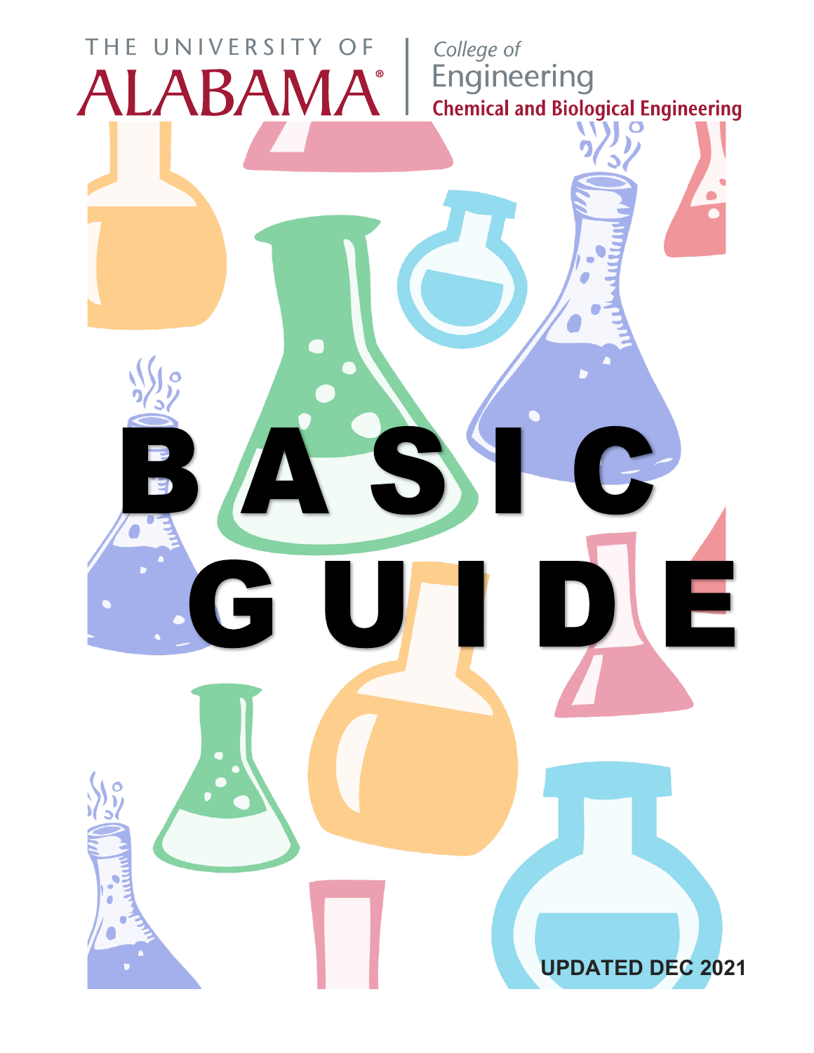THE UNIVERSITY OF ALABAMA®

College of Engineering

Chemical and Biological Engineering

# BASIC GUIDE

UPDATED DEC 2021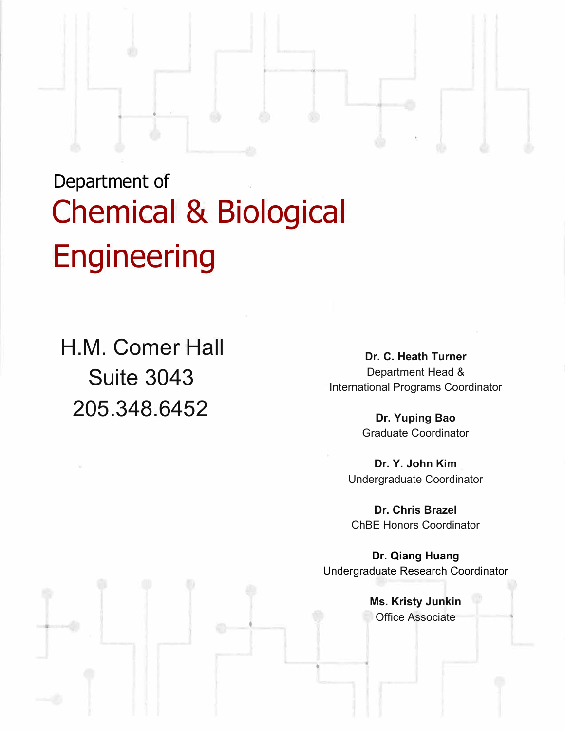Department of

# Chemical & Biological Engineering

H.M. Comer Hall
Suite 3043
205.348.6452

**Dr. C. Heath Turner**
Department Head &
International Programs Coordinator

**Dr. Yuping Bao**
Graduate Coordinator

**Dr. Y. John Kim**
Undergraduate Coordinator

**Dr. Chris Brazel**
ChBE Honors Coordinator

**Dr. Qiang Huang**
Undergraduate Research Coordinator

**Ms. Kristy Junkin**
Office Associate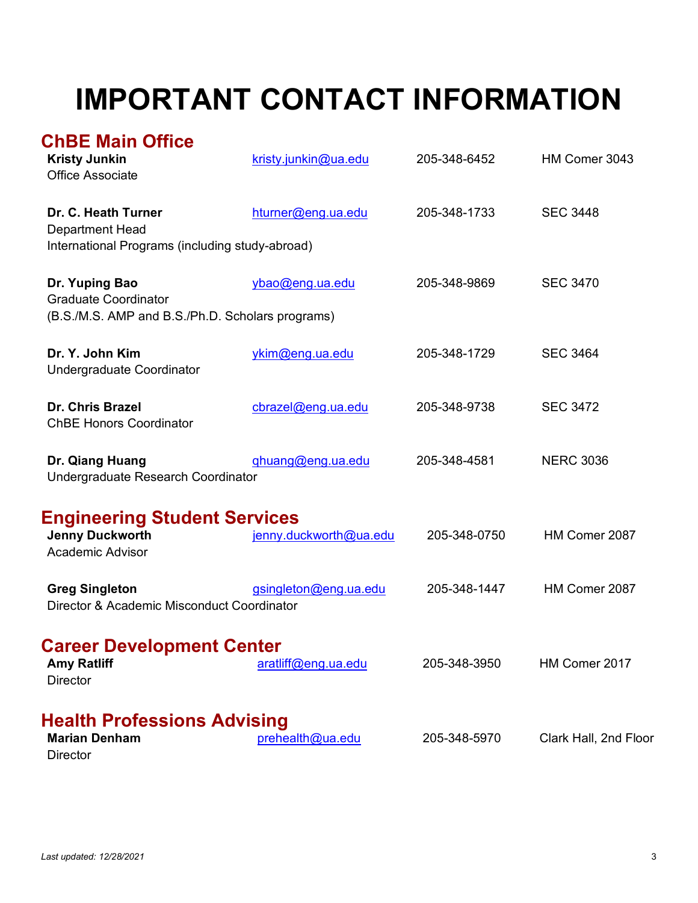# IMPORTANT CONTACT INFORMATION

## ChBE Main Office

**Kristy Junkin** | kristy.junkin@ua.edu | 205-348-6452 | HM Comer 3043
Office Associate

**Dr. C. Heath Turner** | hturner@eng.ua.edu | 205-348-1733 | SEC 3448
Department Head
International Programs (including study-abroad)

**Dr. Yuping Bao** | ybao@eng.ua.edu | 205-348-9869 | SEC 3470
Graduate Coordinator
(B.S./M.S. AMP and B.S./Ph.D. Scholars programs)

**Dr. Y. John Kim** | ykim@eng.ua.edu | 205-348-1729 | SEC 3464
Undergraduate Coordinator

**Dr. Chris Brazel** | cbrazel@eng.ua.edu | 205-348-9738 | SEC 3472
ChBE Honors Coordinator

**Dr. Qiang Huang** | qhuang@eng.ua.edu | 205-348-4581 | NERC 3036
Undergraduate Research Coordinator

## Engineering Student Services

**Jenny Duckworth** | jenny.duckworth@ua.edu | 205-348-0750 | HM Comer 2087
Academic Advisor

**Greg Singleton** | gsingleton@eng.ua.edu | 205-348-1447 | HM Comer 2087
Director & Academic Misconduct Coordinator

## Career Development Center

**Amy Ratliff** | aratliff@eng.ua.edu | 205-348-3950 | HM Comer 2017
Director

## Health Professions Advising

**Marian Denham** | prehealth@ua.edu | 205-348-5970 | Clark Hall, 2nd Floor
Director

*Last updated: 12/28/2021*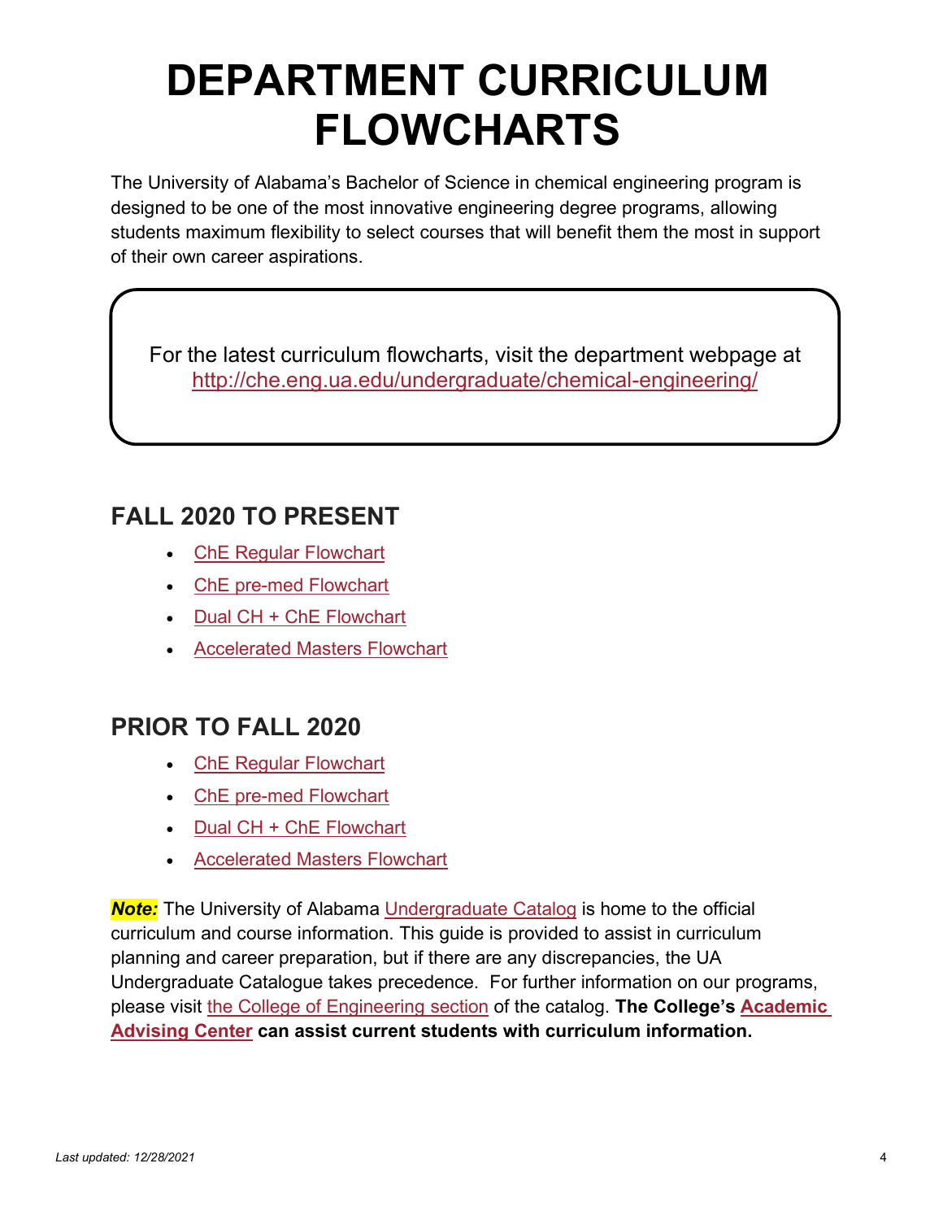# DEPARTMENT CURRICULUM FLOWCHARTS

The University of Alabama's Bachelor of Science in chemical engineering program is designed to be one of the most innovative engineering degree programs, allowing students maximum flexibility to select courses that will benefit them the most in support of their own career aspirations.

> For the latest curriculum flowcharts, visit the department webpage at http://che.eng.ua.edu/undergraduate/chemical-engineering/

## FALL 2020 TO PRESENT

- ChE Regular Flowchart
- ChE pre-med Flowchart
- Dual CH + ChE Flowchart
- Accelerated Masters Flowchart

## PRIOR TO FALL 2020

- ChE Regular Flowchart
- ChE pre-med Flowchart
- Dual CH + ChE Flowchart
- Accelerated Masters Flowchart

***Note:*** The University of Alabama Undergraduate Catalog is home to the official curriculum and course information. This guide is provided to assist in curriculum planning and career preparation, but if there are any discrepancies, the UA Undergraduate Catalogue takes precedence. For further information on our programs, please visit the College of Engineering section of the catalog. **The College's Academic Advising Center can assist current students with curriculum information.**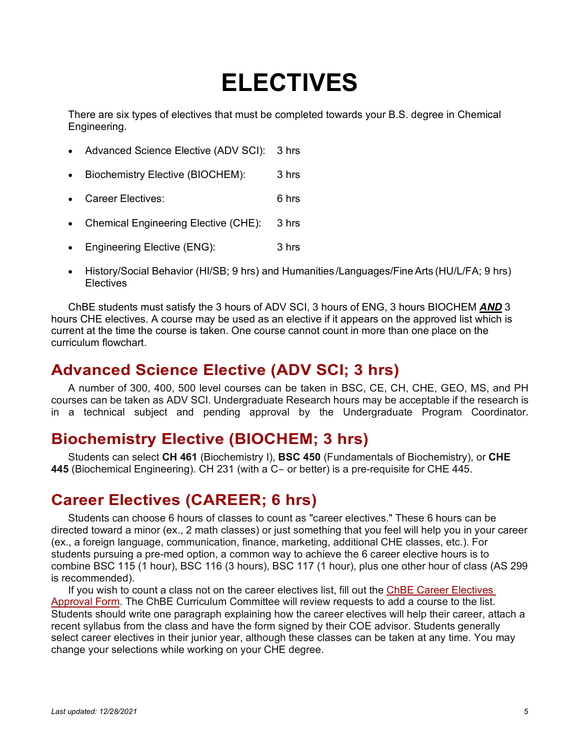# ELECTIVES

There are six types of electives that must be completed towards your B.S. degree in Chemical Engineering.

- Advanced Science Elective (ADV SCI): 3 hrs
- Biochemistry Elective (BIOCHEM): 3 hrs
- Career Electives: 6 hrs
- Chemical Engineering Elective (CHE): 3 hrs
- Engineering Elective (ENG): 3 hrs
- History/Social Behavior (HI/SB; 9 hrs) and Humanities/Languages/Fine Arts (HU/L/FA; 9 hrs) Electives

ChBE students must satisfy the 3 hours of ADV SCI, 3 hours of ENG, 3 hours BIOCHEM ***AND*** 3 hours CHE electives. A course may be used as an elective if it appears on the approved list which is current at the time the course is taken. One course cannot count in more than one place on the curriculum flowchart.

## Advanced Science Elective (ADV SCI; 3 hrs)

A number of 300, 400, 500 level courses can be taken in BSC, CE, CH, CHE, GEO, MS, and PH courses can be taken as ADV SCI. Undergraduate Research hours may be acceptable if the research is in a technical subject and pending approval by the Undergraduate Program Coordinator.

## Biochemistry Elective (BIOCHEM; 3 hrs)

Students can select **CH 461** (Biochemistry I), **BSC 450** (Fundamentals of Biochemistry), or **CHE 445** (Biochemical Engineering). CH 231 (with a C− or better) is a pre-requisite for CHE 445.

## Career Electives (CAREER; 6 hrs)

Students can choose 6 hours of classes to count as "career electives." These 6 hours can be directed toward a minor (ex., 2 math classes) or just something that you feel will help you in your career (ex., a foreign language, communication, finance, marketing, additional CHE classes, etc.). For students pursuing a pre-med option, a common way to achieve the 6 career elective hours is to combine BSC 115 (1 hour), BSC 116 (3 hours), BSC 117 (1 hour), plus one other hour of class (AS 299 is recommended).

If you wish to count a class not on the career electives list, fill out the ChBE Career Electives Approval Form. The ChBE Curriculum Committee will review requests to add a course to the list. Students should write one paragraph explaining how the career electives will help their career, attach a recent syllabus from the class and have the form signed by their COE advisor. Students generally select career electives in their junior year, although these classes can be taken at any time. You may change your selections while working on your CHE degree.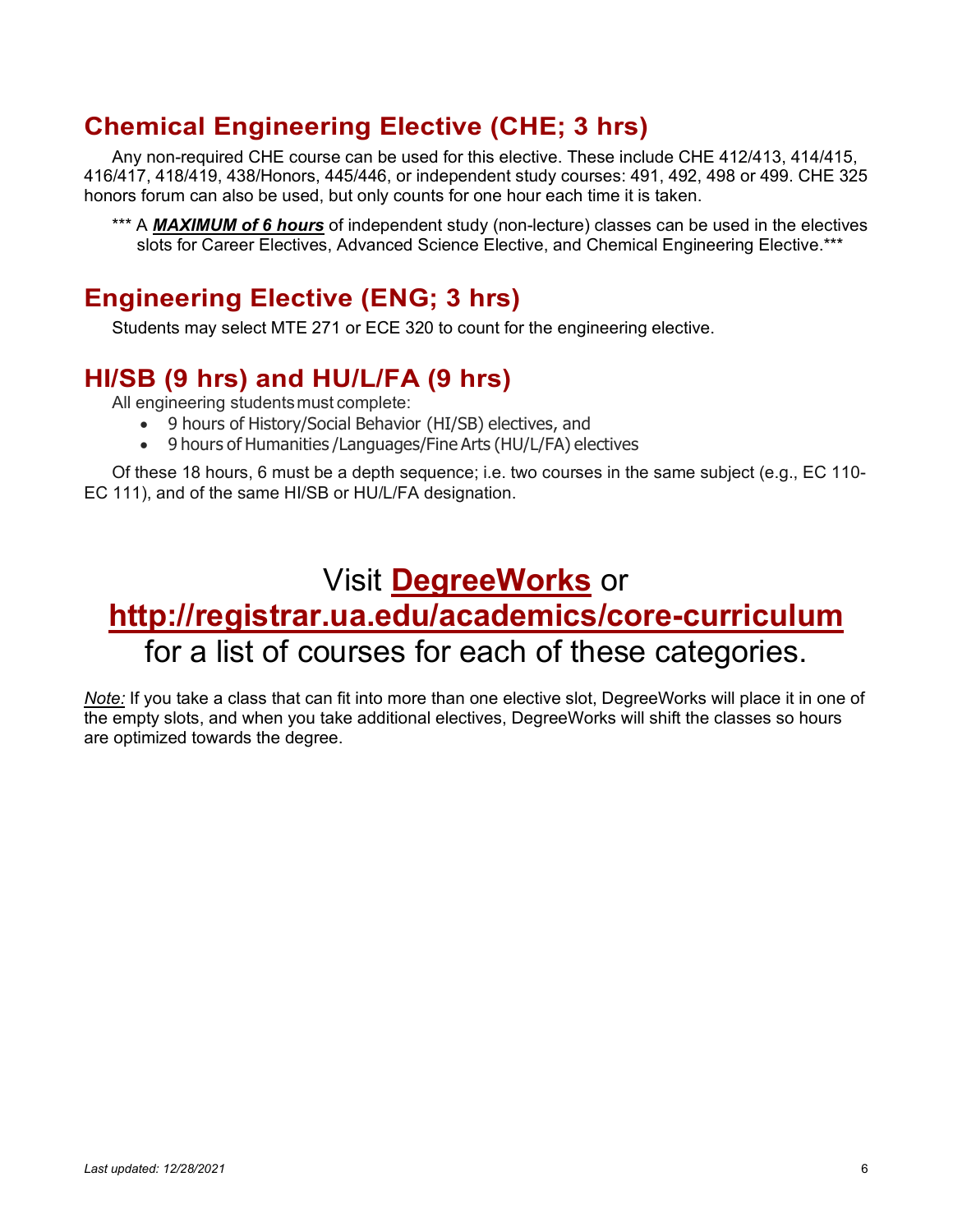## Chemical Engineering Elective (CHE; 3 hrs)

Any non-required CHE course can be used for this elective. These include CHE 412/413, 414/415, 416/417, 418/419, 438/Honors, 445/446, or independent study courses: 491, 492, 498 or 499. CHE 325 honors forum can also be used, but only counts for one hour each time it is taken.

*** A ***MAXIMUM of 6 hours*** of independent study (non-lecture) classes can be used in the electives slots for Career Electives, Advanced Science Elective, and Chemical Engineering Elective.***

## Engineering Elective (ENG; 3 hrs)

Students may select MTE 271 or ECE 320 to count for the engineering elective.

## HI/SB (9 hrs) and HU/L/FA (9 hrs)

All engineering students must complete:

- 9 hours of History/Social Behavior (HI/SB) electives, and
- 9 hours of Humanities /Languages/Fine Arts (HU/L/FA) electives

Of these 18 hours, 6 must be a depth sequence; i.e. two courses in the same subject (e.g., EC 110-EC 111), and of the same HI/SB or HU/L/FA designation.

### Visit **DegreeWorks** or **http://registrar.ua.edu/academics/core-curriculum** for a list of courses for each of these categories.

*Note:* If you take a class that can fit into more than one elective slot, DegreeWorks will place it in one of the empty slots, and when you take additional electives, DegreeWorks will shift the classes so hours are optimized towards the degree.

*Last updated: 12/28/2021*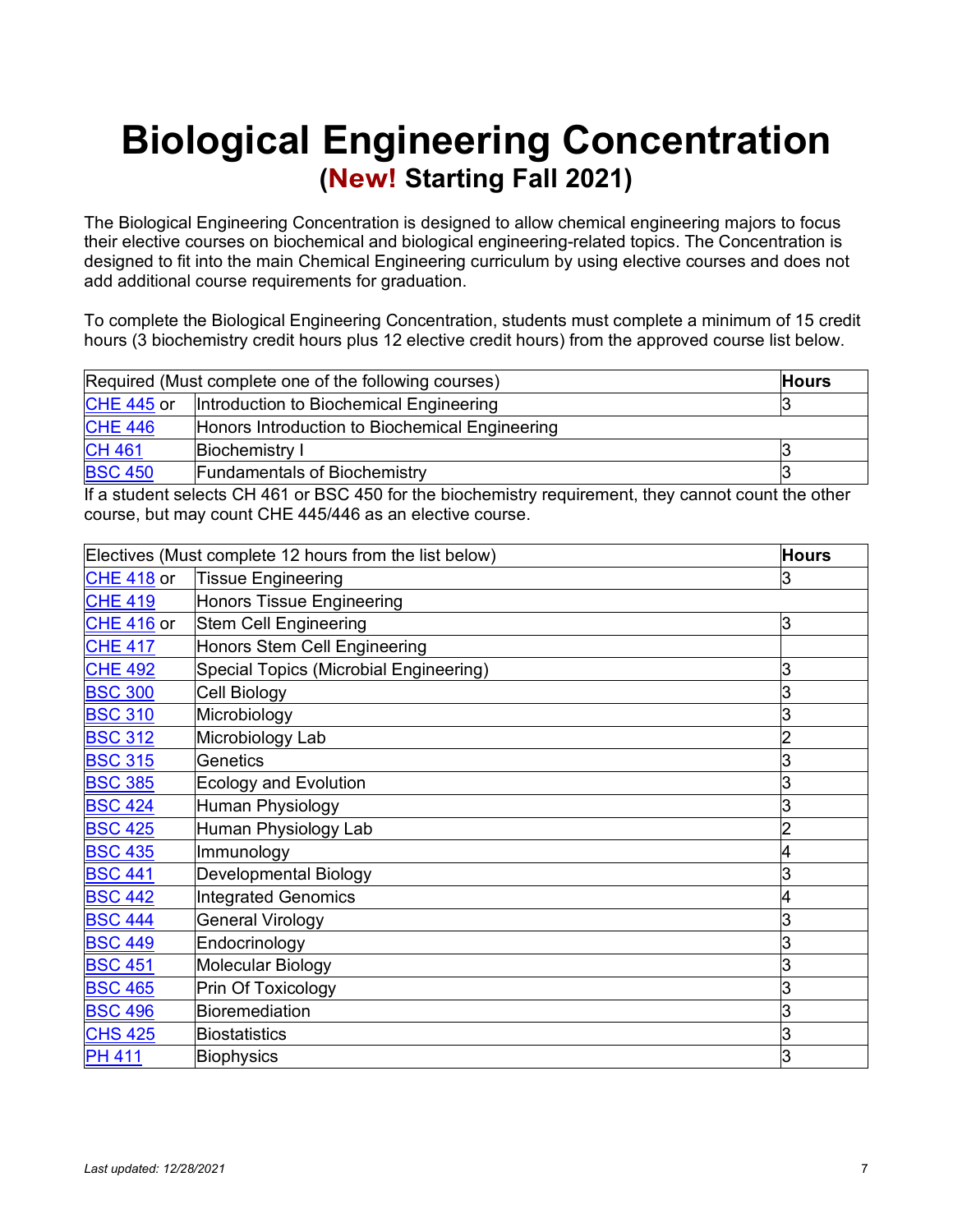# Biological Engineering Concentration

## (New! Starting Fall 2021)

The Biological Engineering Concentration is designed to allow chemical engineering majors to focus their elective courses on biochemical and biological engineering-related topics. The Concentration is designed to fit into the main Chemical Engineering curriculum by using elective courses and does not add additional course requirements for graduation.

To complete the Biological Engineering Concentration, students must complete a minimum of 15 credit hours (3 biochemistry credit hours plus 12 elective credit hours) from the approved course list below.

| Required (Must complete one of the following courses) | | Hours |
|---|---|---|
| CHE 445 or | Introduction to Biochemical Engineering | 3 |
| CHE 446 | Honors Introduction to Biochemical Engineering | |
| CH 461 | Biochemistry I | 3 |
| BSC 450 | Fundamentals of Biochemistry | 3 |

If a student selects CH 461 or BSC 450 for the biochemistry requirement, they cannot count the other course, but may count CHE 445/446 as an elective course.

| Electives (Must complete 12 hours from the list below) | | Hours |
|---|---|---|
| CHE 418 or | Tissue Engineering | 3 |
| CHE 419 | Honors Tissue Engineering | |
| CHE 416 or | Stem Cell Engineering | 3 |
| CHE 417 | Honors Stem Cell Engineering | |
| CHE 492 | Special Topics (Microbial Engineering) | 3 |
| BSC 300 | Cell Biology | 3 |
| BSC 310 | Microbiology | 3 |
| BSC 312 | Microbiology Lab | 2 |
| BSC 315 | Genetics | 3 |
| BSC 385 | Ecology and Evolution | 3 |
| BSC 424 | Human Physiology | 3 |
| BSC 425 | Human Physiology Lab | 2 |
| BSC 435 | Immunology | 4 |
| BSC 441 | Developmental Biology | 3 |
| BSC 442 | Integrated Genomics | 4 |
| BSC 444 | General Virology | 3 |
| BSC 449 | Endocrinology | 3 |
| BSC 451 | Molecular Biology | 3 |
| BSC 465 | Prin Of Toxicology | 3 |
| BSC 496 | Bioremediation | 3 |
| CHS 425 | Biostatistics | 3 |
| PH 411 | Biophysics | 3 |

*Last updated: 12/28/2021*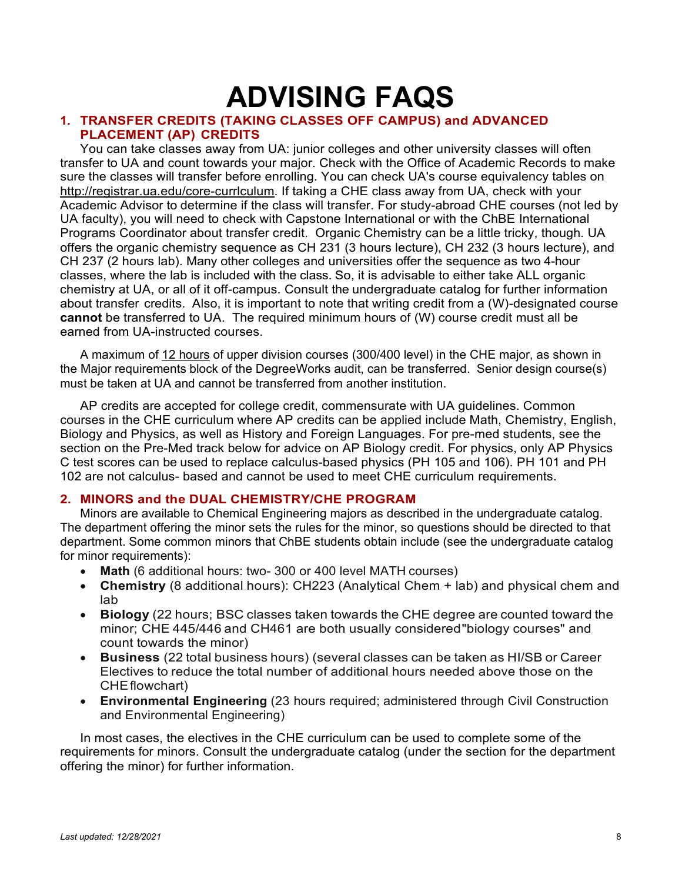# ADVISING FAQS

## 1. TRANSFER CREDITS (TAKING CLASSES OFF CAMPUS) and ADVANCED PLACEMENT (AP) CREDITS

You can take classes away from UA: junior colleges and other university classes will often transfer to UA and count towards your major. Check with the Office of Academic Records to make sure the classes will transfer before enrolling. You can check UA's course equivalency tables on http://registrar.ua.edu/core-currlculum. If taking a CHE class away from UA, check with your Academic Advisor to determine if the class will transfer. For study-abroad CHE courses (not led by UA faculty), you will need to check with Capstone International or with the ChBE International Programs Coordinator about transfer credit. Organic Chemistry can be a little tricky, though. UA offers the organic chemistry sequence as CH 231 (3 hours lecture), CH 232 (3 hours lecture), and CH 237 (2 hours lab). Many other colleges and universities offer the sequence as two 4-hour classes, where the lab is included with the class. So, it is advisable to either take ALL organic chemistry at UA, or all of it off-campus. Consult the undergraduate catalog for further information about transfer credits. Also, it is important to note that writing credit from a (W)-designated course **cannot** be transferred to UA. The required minimum hours of (W) course credit must all be earned from UA-instructed courses.

A maximum of 12 hours of upper division courses (300/400 level) in the CHE major, as shown in the Major requirements block of the DegreeWorks audit, can be transferred. Senior design course(s) must be taken at UA and cannot be transferred from another institution.

AP credits are accepted for college credit, commensurate with UA guidelines. Common courses in the CHE curriculum where AP credits can be applied include Math, Chemistry, English, Biology and Physics, as well as History and Foreign Languages. For pre-med students, see the section on the Pre-Med track below for advice on AP Biology credit. For physics, only AP Physics C test scores can be used to replace calculus-based physics (PH 105 and 106). PH 101 and PH 102 are not calculus- based and cannot be used to meet CHE curriculum requirements.

## 2. MINORS and the DUAL CHEMISTRY/CHE PROGRAM

Minors are available to Chemical Engineering majors as described in the undergraduate catalog. The department offering the minor sets the rules for the minor, so questions should be directed to that department. Some common minors that ChBE students obtain include (see the undergraduate catalog for minor requirements):

- **Math** (6 additional hours: two- 300 or 400 level MATH courses)
- **Chemistry** (8 additional hours): CH223 (Analytical Chem + lab) and physical chem and lab
- **Biology** (22 hours; BSC classes taken towards the CHE degree are counted toward the minor; CHE 445/446 and CH461 are both usually considered"biology courses" and count towards the minor)
- **Business** (22 total business hours) (several classes can be taken as HI/SB or Career Electives to reduce the total number of additional hours needed above those on the CHE flowchart)
- **Environmental Engineering** (23 hours required; administered through Civil Construction and Environmental Engineering)

In most cases, the electives in the CHE curriculum can be used to complete some of the requirements for minors. Consult the undergraduate catalog (under the section for the department offering the minor) for further information.

*Last updated: 12/28/2021*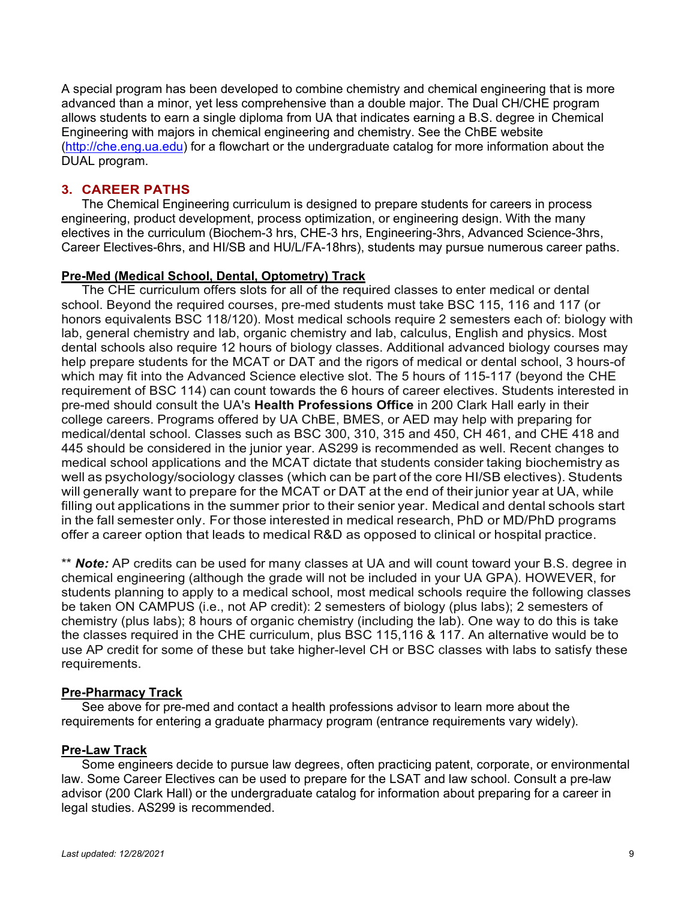A special program has been developed to combine chemistry and chemical engineering that is more advanced than a minor, yet less comprehensive than a double major. The Dual CH/CHE program allows students to earn a single diploma from UA that indicates earning a B.S. degree in Chemical Engineering with majors in chemical engineering and chemistry. See the ChBE website (http://che.eng.ua.edu) for a flowchart or the undergraduate catalog for more information about the DUAL program.

## 3. CAREER PATHS

The Chemical Engineering curriculum is designed to prepare students for careers in process engineering, product development, process optimization, or engineering design. With the many electives in the curriculum (Biochem-3 hrs, CHE-3 hrs, Engineering-3hrs, Advanced Science-3hrs, Career Electives-6hrs, and HI/SB and HU/L/FA-18hrs), students may pursue numerous career paths.

### Pre-Med (Medical School, Dental, Optometry) Track

The CHE curriculum offers slots for all of the required classes to enter medical or dental school. Beyond the required courses, pre-med students must take BSC 115, 116 and 117 (or honors equivalents BSC 118/120). Most medical schools require 2 semesters each of: biology with lab, general chemistry and lab, organic chemistry and lab, calculus, English and physics. Most dental schools also require 12 hours of biology classes. Additional advanced biology courses may help prepare students for the MCAT or DAT and the rigors of medical or dental school, 3 hours-of which may fit into the Advanced Science elective slot. The 5 hours of 115-117 (beyond the CHE requirement of BSC 114) can count towards the 6 hours of career electives. Students interested in pre-med should consult the UA's **Health Professions Office** in 200 Clark Hall early in their college careers. Programs offered by UA ChBE, BMES, or AED may help with preparing for medical/dental school. Classes such as BSC 300, 310, 315 and 450, CH 461, and CHE 418 and 445 should be considered in the junior year. AS299 is recommended as well. Recent changes to medical school applications and the MCAT dictate that students consider taking biochemistry as well as psychology/sociology classes (which can be part of the core HI/SB electives). Students will generally want to prepare for the MCAT or DAT at the end of their junior year at UA, while filling out applications in the summer prior to their senior year. Medical and dental schools start in the fall semester only. For those interested in medical research, PhD or MD/PhD programs offer a career option that leads to medical R&D as opposed to clinical or hospital practice.

** ***Note:*** AP credits can be used for many classes at UA and will count toward your B.S. degree in chemical engineering (although the grade will not be included in your UA GPA). HOWEVER, for students planning to apply to a medical school, most medical schools require the following classes be taken ON CAMPUS (i.e., not AP credit): 2 semesters of biology (plus labs); 2 semesters of chemistry (plus labs); 8 hours of organic chemistry (including the lab). One way to do this is take the classes required in the CHE curriculum, plus BSC 115,116 & 117. An alternative would be to use AP credit for some of these but take higher-level CH or BSC classes with labs to satisfy these requirements.

### Pre-Pharmacy Track

See above for pre-med and contact a health professions advisor to learn more about the requirements for entering a graduate pharmacy program (entrance requirements vary widely).

### Pre-Law Track

Some engineers decide to pursue law degrees, often practicing patent, corporate, or environmental law. Some Career Electives can be used to prepare for the LSAT and law school. Consult a pre-law advisor (200 Clark Hall) or the undergraduate catalog for information about preparing for a career in legal studies. AS299 is recommended.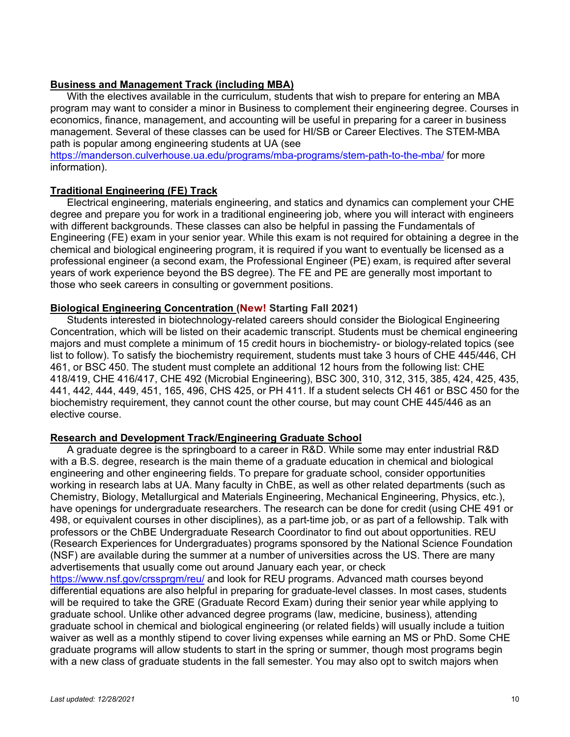**Business and Management Track (including MBA)**

With the electives available in the curriculum, students that wish to prepare for entering an MBA program may want to consider a minor in Business to complement their engineering degree. Courses in economics, finance, management, and accounting will be useful in preparing for a career in business management. Several of these classes can be used for HI/SB or Career Electives. The STEM-MBA path is popular among engineering students at UA (see https://manderson.culverhouse.ua.edu/programs/mba-programs/stem-path-to-the-mba/ for more information).

**Traditional Engineering (FE) Track**

Electrical engineering, materials engineering, and statics and dynamics can complement your CHE degree and prepare you for work in a traditional engineering job, where you will interact with engineers with different backgrounds. These classes can also be helpful in passing the Fundamentals of Engineering (FE) exam in your senior year. While this exam is not required for obtaining a degree in the chemical and biological engineering program, it is required if you want to eventually be licensed as a professional engineer (a second exam, the Professional Engineer (PE) exam, is required after several years of work experience beyond the BS degree). The FE and PE are generally most important to those who seek careers in consulting or government positions.

**Biological Engineering Concentration (New! Starting Fall 2021)**

Students interested in biotechnology-related careers should consider the Biological Engineering Concentration, which will be listed on their academic transcript. Students must be chemical engineering majors and must complete a minimum of 15 credit hours in biochemistry- or biology-related topics (see list to follow). To satisfy the biochemistry requirement, students must take 3 hours of CHE 445/446, CH 461, or BSC 450. The student must complete an additional 12 hours from the following list: CHE 418/419, CHE 416/417, CHE 492 (Microbial Engineering), BSC 300, 310, 312, 315, 385, 424, 425, 435, 441, 442, 444, 449, 451, 165, 496, CHS 425, or PH 411. If a student selects CH 461 or BSC 450 for the biochemistry requirement, they cannot count the other course, but may count CHE 445/446 as an elective course.

**Research and Development Track/Engineering Graduate School**

A graduate degree is the springboard to a career in R&D. While some may enter industrial R&D with a B.S. degree, research is the main theme of a graduate education in chemical and biological engineering and other engineering fields. To prepare for graduate school, consider opportunities working in research labs at UA. Many faculty in ChBE, as well as other related departments (such as Chemistry, Biology, Metallurgical and Materials Engineering, Mechanical Engineering, Physics, etc.), have openings for undergraduate researchers. The research can be done for credit (using CHE 491 or 498, or equivalent courses in other disciplines), as a part-time job, or as part of a fellowship. Talk with professors or the ChBE Undergraduate Research Coordinator to find out about opportunities. REU (Research Experiences for Undergraduates) programs sponsored by the National Science Foundation (NSF) are available during the summer at a number of universities across the US. There are many advertisements that usually come out around January each year, or check https://www.nsf.gov/crssprgm/reu/ and look for REU programs. Advanced math courses beyond differential equations are also helpful in preparing for graduate-level classes. In most cases, students will be required to take the GRE (Graduate Record Exam) during their senior year while applying to graduate school. Unlike other advanced degree programs (law, medicine, business), attending graduate school in chemical and biological engineering (or related fields) will usually include a tuition waiver as well as a monthly stipend to cover living expenses while earning an MS or PhD. Some CHE graduate programs will allow students to start in the spring or summer, though most programs begin with a new class of graduate students in the fall semester. You may also opt to switch majors when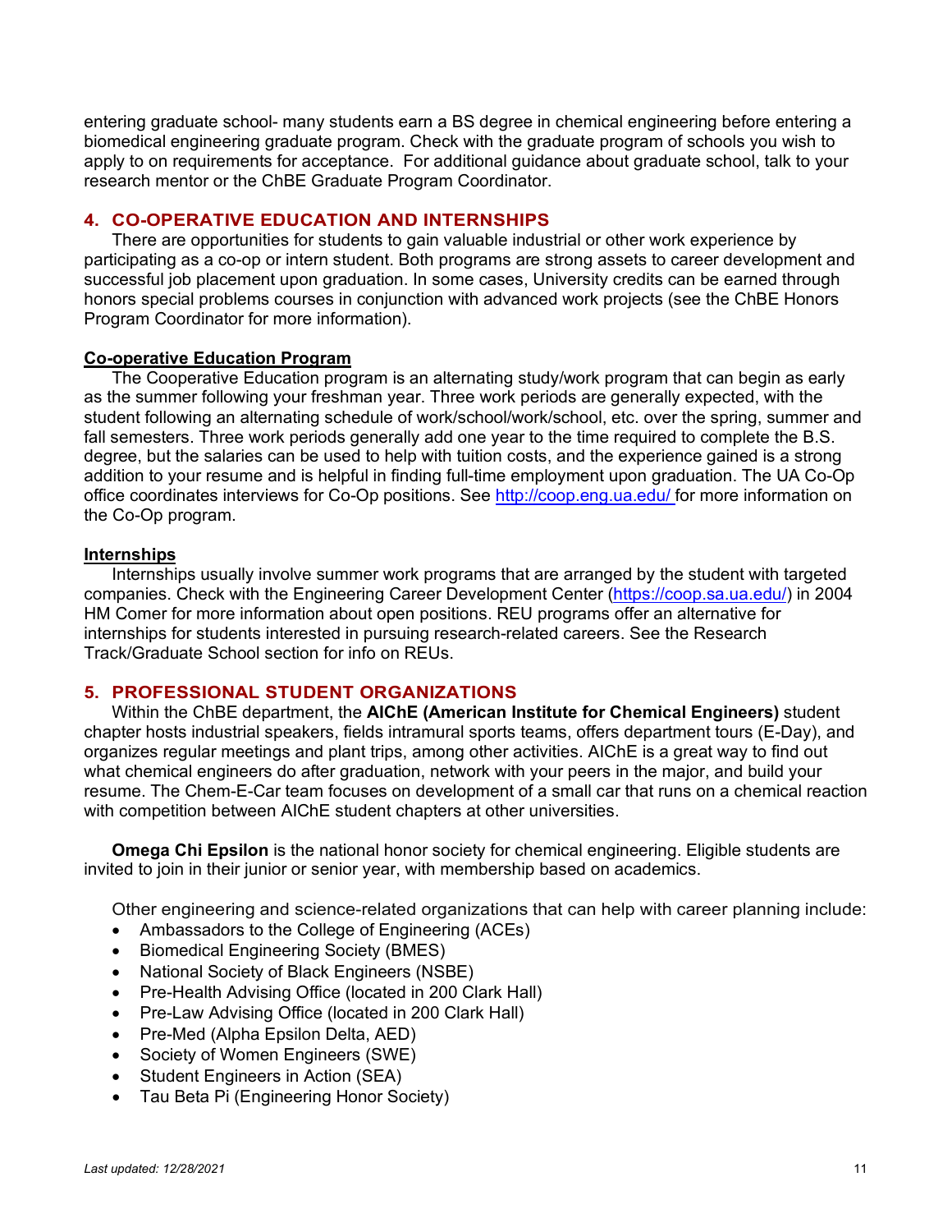entering graduate school- many students earn a BS degree in chemical engineering before entering a biomedical engineering graduate program. Check with the graduate program of schools you wish to apply to on requirements for acceptance. For additional guidance about graduate school, talk to your research mentor or the ChBE Graduate Program Coordinator.

## 4. CO-OPERATIVE EDUCATION AND INTERNSHIPS

There are opportunities for students to gain valuable industrial or other work experience by participating as a co-op or intern student. Both programs are strong assets to career development and successful job placement upon graduation. In some cases, University credits can be earned through honors special problems courses in conjunction with advanced work projects (see the ChBE Honors Program Coordinator for more information).

### Co-operative Education Program

The Cooperative Education program is an alternating study/work program that can begin as early as the summer following your freshman year. Three work periods are generally expected, with the student following an alternating schedule of work/school/work/school, etc. over the spring, summer and fall semesters. Three work periods generally add one year to the time required to complete the B.S. degree, but the salaries can be used to help with tuition costs, and the experience gained is a strong addition to your resume and is helpful in finding full-time employment upon graduation. The UA Co-Op office coordinates interviews for Co-Op positions. See http://coop.eng.ua.edu/ for more information on the Co-Op program.

### Internships

Internships usually involve summer work programs that are arranged by the student with targeted companies. Check with the Engineering Career Development Center (https://coop.sa.ua.edu/) in 2004 HM Comer for more information about open positions. REU programs offer an alternative for internships for students interested in pursuing research-related careers. See the Research Track/Graduate School section for info on REUs.

## 5. PROFESSIONAL STUDENT ORGANIZATIONS

Within the ChBE department, the **AIChE (American Institute for Chemical Engineers)** student chapter hosts industrial speakers, fields intramural sports teams, offers department tours (E-Day), and organizes regular meetings and plant trips, among other activities. AIChE is a great way to find out what chemical engineers do after graduation, network with your peers in the major, and build your resume. The Chem-E-Car team focuses on development of a small car that runs on a chemical reaction with competition between AIChE student chapters at other universities.

**Omega Chi Epsilon** is the national honor society for chemical engineering. Eligible students are invited to join in their junior or senior year, with membership based on academics.

Other engineering and science-related organizations that can help with career planning include:

- Ambassadors to the College of Engineering (ACEs)
- Biomedical Engineering Society (BMES)
- National Society of Black Engineers (NSBE)
- Pre-Health Advising Office (located in 200 Clark Hall)
- Pre-Law Advising Office (located in 200 Clark Hall)
- Pre-Med (Alpha Epsilon Delta, AED)
- Society of Women Engineers (SWE)
- Student Engineers in Action (SEA)
- Tau Beta Pi (Engineering Honor Society)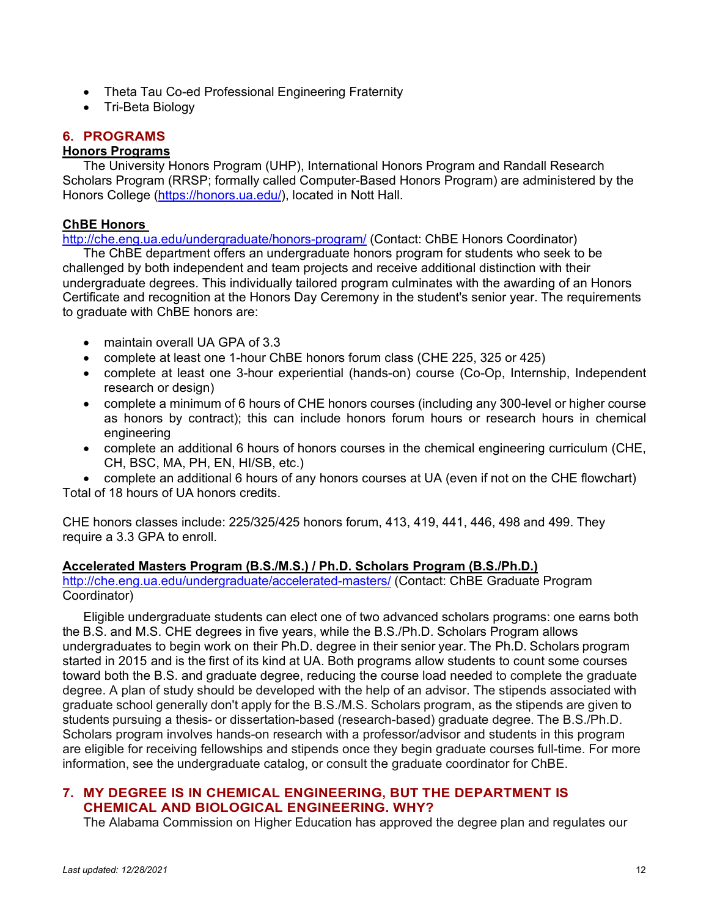- Theta Tau Co-ed Professional Engineering Fraternity
- Tri-Beta Biology

## 6. PROGRAMS

### Honors Programs

The University Honors Program (UHP), International Honors Program and Randall Research Scholars Program (RRSP; formally called Computer-Based Honors Program) are administered by the Honors College (https://honors.ua.edu/), located in Nott Hall.

### ChBE Honors

http://che.eng.ua.edu/undergraduate/honors-program/ (Contact: ChBE Honors Coordinator)

The ChBE department offers an undergraduate honors program for students who seek to be challenged by both independent and team projects and receive additional distinction with their undergraduate degrees. This individually tailored program culminates with the awarding of an Honors Certificate and recognition at the Honors Day Ceremony in the student's senior year. The requirements to graduate with ChBE honors are:

- maintain overall UA GPA of 3.3
- complete at least one 1-hour ChBE honors forum class (CHE 225, 325 or 425)
- complete at least one 3-hour experiential (hands-on) course (Co-Op, Internship, Independent research or design)
- complete a minimum of 6 hours of CHE honors courses (including any 300-level or higher course as honors by contract); this can include honors forum hours or research hours in chemical engineering
- complete an additional 6 hours of honors courses in the chemical engineering curriculum (CHE, CH, BSC, MA, PH, EN, HI/SB, etc.)
- complete an additional 6 hours of any honors courses at UA (even if not on the CHE flowchart)

Total of 18 hours of UA honors credits.

CHE honors classes include: 225/325/425 honors forum, 413, 419, 441, 446, 498 and 499. They require a 3.3 GPA to enroll.

### Accelerated Masters Program (B.S./M.S.) / Ph.D. Scholars Program (B.S./Ph.D.)

http://che.eng.ua.edu/undergraduate/accelerated-masters/ (Contact: ChBE Graduate Program Coordinator)

Eligible undergraduate students can elect one of two advanced scholars programs: one earns both the B.S. and M.S. CHE degrees in five years, while the B.S./Ph.D. Scholars Program allows undergraduates to begin work on their Ph.D. degree in their senior year. The Ph.D. Scholars program started in 2015 and is the first of its kind at UA. Both programs allow students to count some courses toward both the B.S. and graduate degree, reducing the course load needed to complete the graduate degree. A plan of study should be developed with the help of an advisor. The stipends associated with graduate school generally don't apply for the B.S./M.S. Scholars program, as the stipends are given to students pursuing a thesis- or dissertation-based (research-based) graduate degree. The B.S./Ph.D. Scholars program involves hands-on research with a professor/advisor and students in this program are eligible for receiving fellowships and stipends once they begin graduate courses full-time. For more information, see the undergraduate catalog, or consult the graduate coordinator for ChBE.

## 7. MY DEGREE IS IN CHEMICAL ENGINEERING, BUT THE DEPARTMENT IS CHEMICAL AND BIOLOGICAL ENGINEERING. WHY?

The Alabama Commission on Higher Education has approved the degree plan and regulates our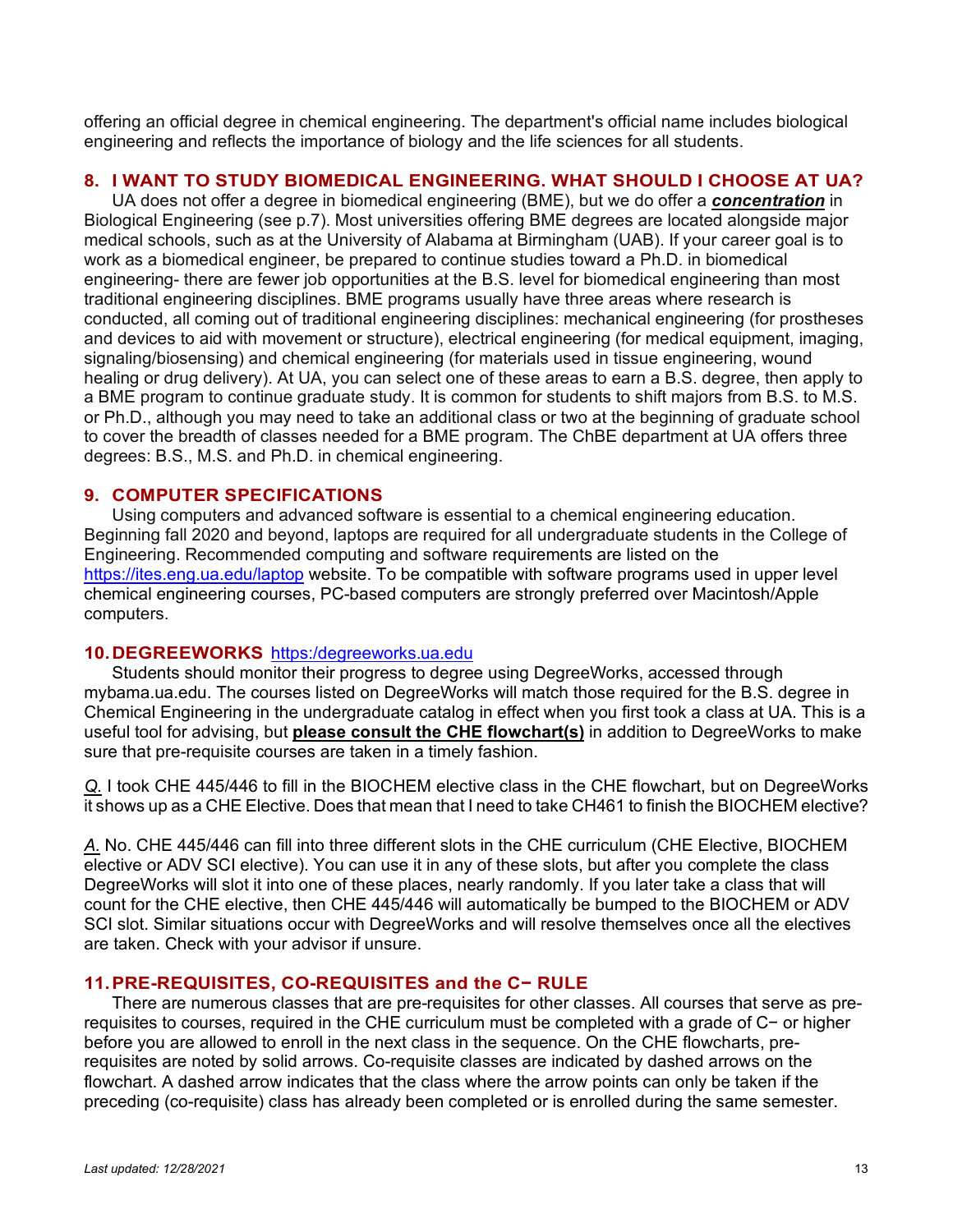offering an official degree in chemical engineering. The department's official name includes biological engineering and reflects the importance of biology and the life sciences for all students.

## 8. I WANT TO STUDY BIOMEDICAL ENGINEERING. WHAT SHOULD I CHOOSE AT UA?

UA does not offer a degree in biomedical engineering (BME), but we do offer a ***concentration*** in Biological Engineering (see p.7). Most universities offering BME degrees are located alongside major medical schools, such as at the University of Alabama at Birmingham (UAB). If your career goal is to work as a biomedical engineer, be prepared to continue studies toward a Ph.D. in biomedical engineering- there are fewer job opportunities at the B.S. level for biomedical engineering than most traditional engineering disciplines. BME programs usually have three areas where research is conducted, all coming out of traditional engineering disciplines: mechanical engineering (for prostheses and devices to aid with movement or structure), electrical engineering (for medical equipment, imaging, signaling/biosensing) and chemical engineering (for materials used in tissue engineering, wound healing or drug delivery). At UA, you can select one of these areas to earn a B.S. degree, then apply to a BME program to continue graduate study. It is common for students to shift majors from B.S. to M.S. or Ph.D., although you may need to take an additional class or two at the beginning of graduate school to cover the breadth of classes needed for a BME program. The ChBE department at UA offers three degrees: B.S., M.S. and Ph.D. in chemical engineering.

## 9. COMPUTER SPECIFICATIONS

Using computers and advanced software is essential to a chemical engineering education. Beginning fall 2020 and beyond, laptops are required for all undergraduate students in the College of Engineering. Recommended computing and software requirements are listed on the https://ites.eng.ua.edu/laptop website. To be compatible with software programs used in upper level chemical engineering courses, PC-based computers are strongly preferred over Macintosh/Apple computers.

## 10. DEGREEWORKS https:/degreeworks.ua.edu

Students should monitor their progress to degree using DegreeWorks, accessed through mybama.ua.edu. The courses listed on DegreeWorks will match those required for the B.S. degree in Chemical Engineering in the undergraduate catalog in effect when you first took a class at UA. This is a useful tool for advising, but **please consult the CHE flowchart(s)** in addition to DegreeWorks to make sure that pre-requisite courses are taken in a timely fashion.

*Q.* I took CHE 445/446 to fill in the BIOCHEM elective class in the CHE flowchart, but on DegreeWorks it shows up as a CHE Elective. Does that mean that I need to take CH461 to finish the BIOCHEM elective?

*A.* No. CHE 445/446 can fill into three different slots in the CHE curriculum (CHE Elective, BIOCHEM elective or ADV SCI elective). You can use it in any of these slots, but after you complete the class DegreeWorks will slot it into one of these places, nearly randomly. If you later take a class that will count for the CHE elective, then CHE 445/446 will automatically be bumped to the BIOCHEM or ADV SCI slot. Similar situations occur with DegreeWorks and will resolve themselves once all the electives are taken. Check with your advisor if unsure.

## 11. PRE-REQUISITES, CO-REQUISITES and the C− RULE

There are numerous classes that are pre-requisites for other classes. All courses that serve as pre-requisites to courses, required in the CHE curriculum must be completed with a grade of C− or higher before you are allowed to enroll in the next class in the sequence. On the CHE flowcharts, pre-requisites are noted by solid arrows. Co-requisite classes are indicated by dashed arrows on the flowchart. A dashed arrow indicates that the class where the arrow points can only be taken if the preceding (co-requisite) class has already been completed or is enrolled during the same semester.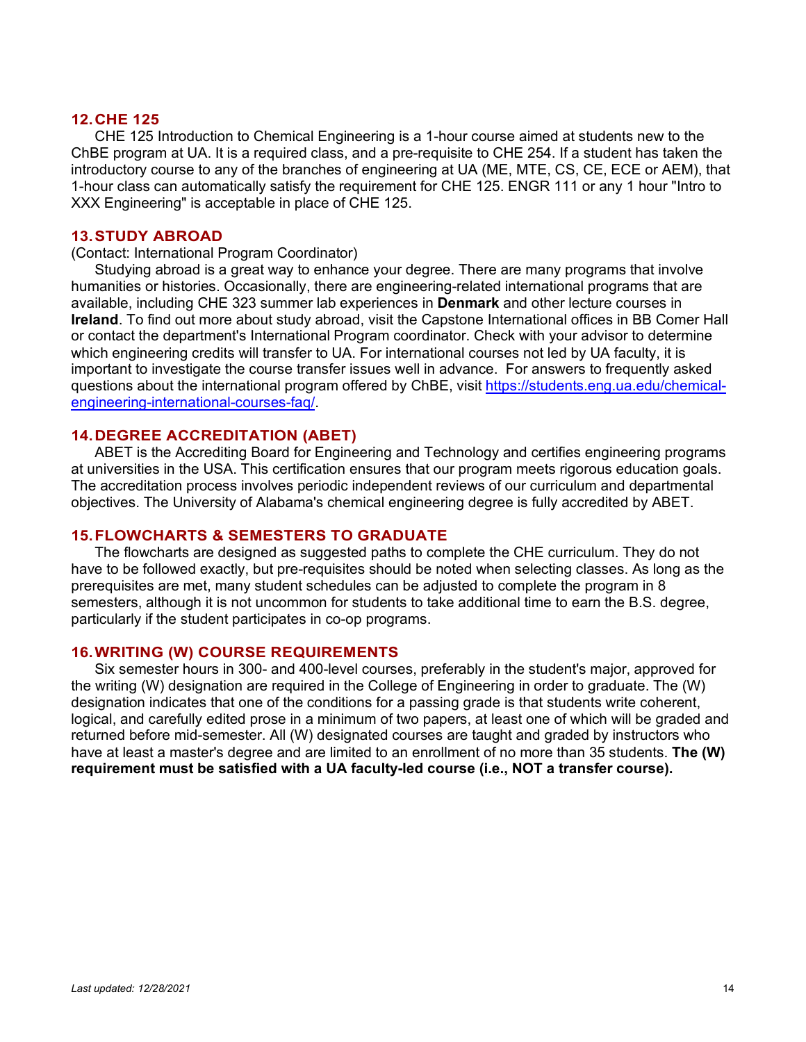## 12. CHE 125

CHE 125 Introduction to Chemical Engineering is a 1-hour course aimed at students new to the ChBE program at UA. It is a required class, and a pre-requisite to CHE 254. If a student has taken the introductory course to any of the branches of engineering at UA (ME, MTE, CS, CE, ECE or AEM), that 1-hour class can automatically satisfy the requirement for CHE 125. ENGR 111 or any 1 hour "Intro to XXX Engineering" is acceptable in place of CHE 125.

## 13. STUDY ABROAD

(Contact: International Program Coordinator)

Studying abroad is a great way to enhance your degree. There are many programs that involve humanities or histories. Occasionally, there are engineering-related international programs that are available, including CHE 323 summer lab experiences in **Denmark** and other lecture courses in **Ireland**. To find out more about study abroad, visit the Capstone International offices in BB Comer Hall or contact the department's International Program coordinator. Check with your advisor to determine which engineering credits will transfer to UA. For international courses not led by UA faculty, it is important to investigate the course transfer issues well in advance. For answers to frequently asked questions about the international program offered by ChBE, visit [https://students.eng.ua.edu/chemical-engineering-international-courses-faq/](https://students.eng.ua.edu/chemical-engineering-international-courses-faq/).

## 14. DEGREE ACCREDITATION (ABET)

ABET is the Accrediting Board for Engineering and Technology and certifies engineering programs at universities in the USA. This certification ensures that our program meets rigorous education goals. The accreditation process involves periodic independent reviews of our curriculum and departmental objectives. The University of Alabama's chemical engineering degree is fully accredited by ABET.

## 15. FLOWCHARTS & SEMESTERS TO GRADUATE

The flowcharts are designed as suggested paths to complete the CHE curriculum. They do not have to be followed exactly, but pre-requisites should be noted when selecting classes. As long as the prerequisites are met, many student schedules can be adjusted to complete the program in 8 semesters, although it is not uncommon for students to take additional time to earn the B.S. degree, particularly if the student participates in co-op programs.

## 16. WRITING (W) COURSE REQUIREMENTS

Six semester hours in 300- and 400-level courses, preferably in the student's major, approved for the writing (W) designation are required in the College of Engineering in order to graduate. The (W) designation indicates that one of the conditions for a passing grade is that students write coherent, logical, and carefully edited prose in a minimum of two papers, at least one of which will be graded and returned before mid-semester. All (W) designated courses are taught and graded by instructors who have at least a master's degree and are limited to an enrollment of no more than 35 students. **The (W) requirement must be satisfied with a UA faculty-led course (i.e., NOT a transfer course).**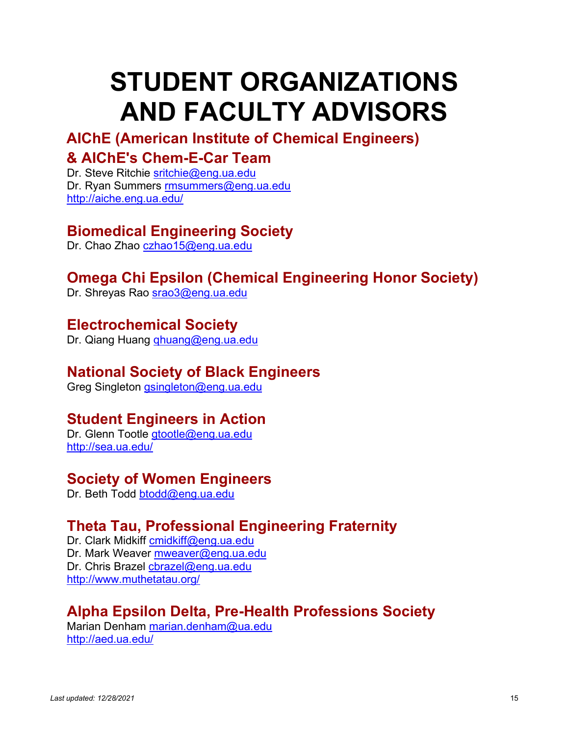# STUDENT ORGANIZATIONS AND FACULTY ADVISORS

## AIChE (American Institute of Chemical Engineers) & AIChE's Chem-E-Car Team

Dr. Steve Ritchie sritchie@eng.ua.edu
Dr. Ryan Summers rmsummers@eng.ua.edu
http://aiche.eng.ua.edu/

## Biomedical Engineering Society

Dr. Chao Zhao czhao15@eng.ua.edu

## Omega Chi Epsilon (Chemical Engineering Honor Society)

Dr. Shreyas Rao srao3@eng.ua.edu

## Electrochemical Society

Dr. Qiang Huang qhuang@eng.ua.edu

## National Society of Black Engineers

Greg Singleton gsingleton@eng.ua.edu

## Student Engineers in Action

Dr. Glenn Tootle gtootle@eng.ua.edu
http://sea.ua.edu/

## Society of Women Engineers

Dr. Beth Todd btodd@eng.ua.edu

## Theta Tau, Professional Engineering Fraternity

Dr. Clark Midkiff cmidkiff@eng.ua.edu
Dr. Mark Weaver mweaver@eng.ua.edu
Dr. Chris Brazel cbrazel@eng.ua.edu
http://www.muthetatau.org/

## Alpha Epsilon Delta, Pre-Health Professions Society

Marian Denham marian.denham@ua.edu
http://aed.ua.edu/

*Last updated: 12/28/2021*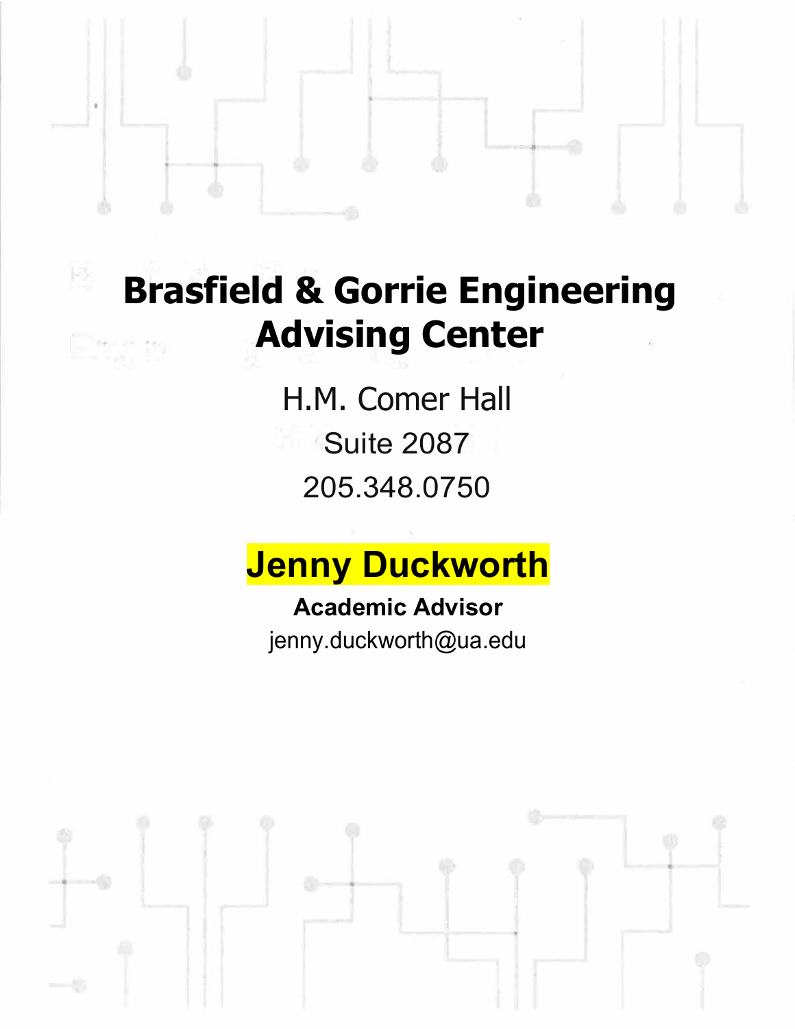# Brasfield & Gorrie Engineering Advising Center

H.M. Comer Hall

Suite 2087

205.348.0750

## Jenny Duckworth

**Academic Advisor**

jenny.duckworth@ua.edu